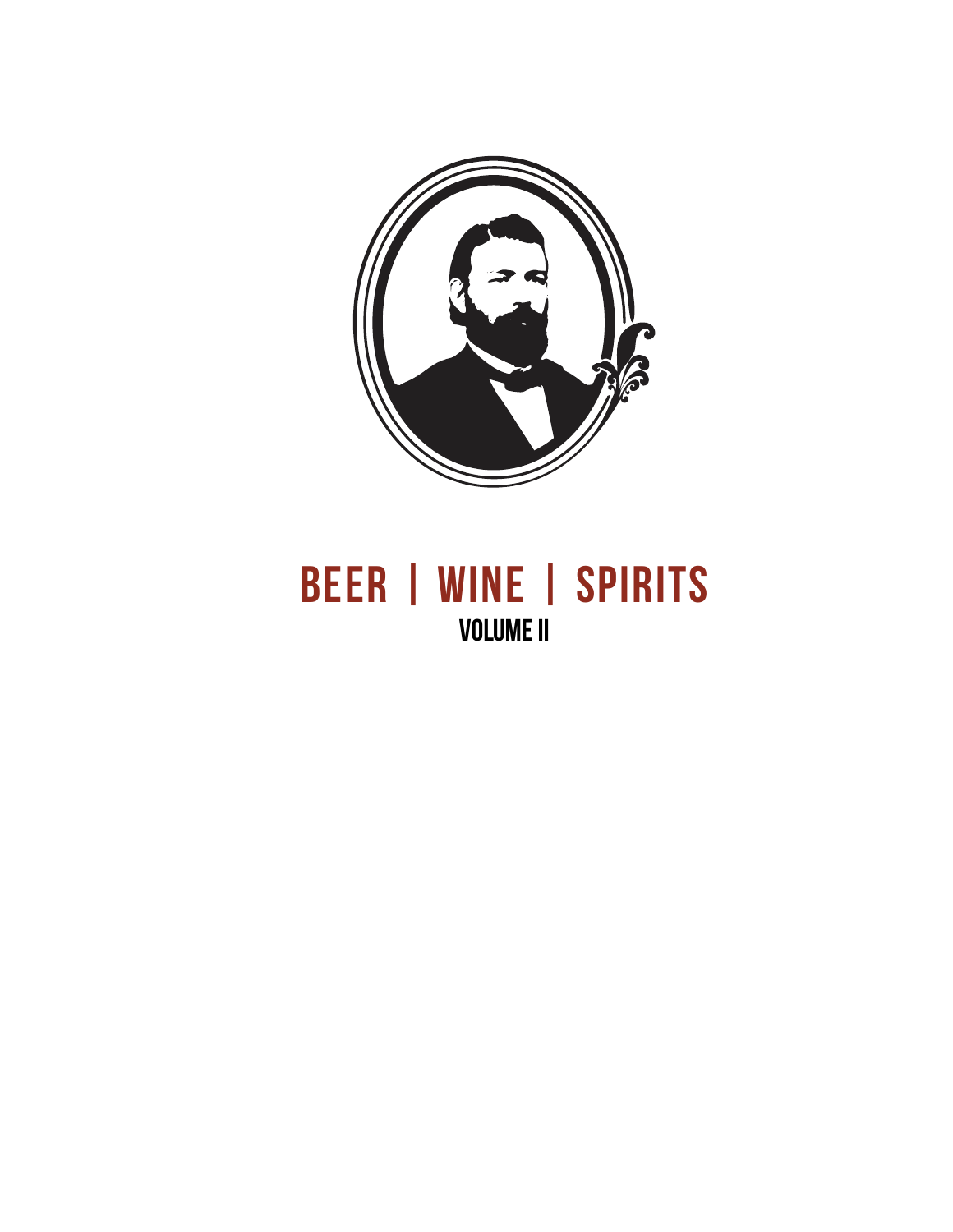# BEER | WINE | SPIRITS

## VOLUME II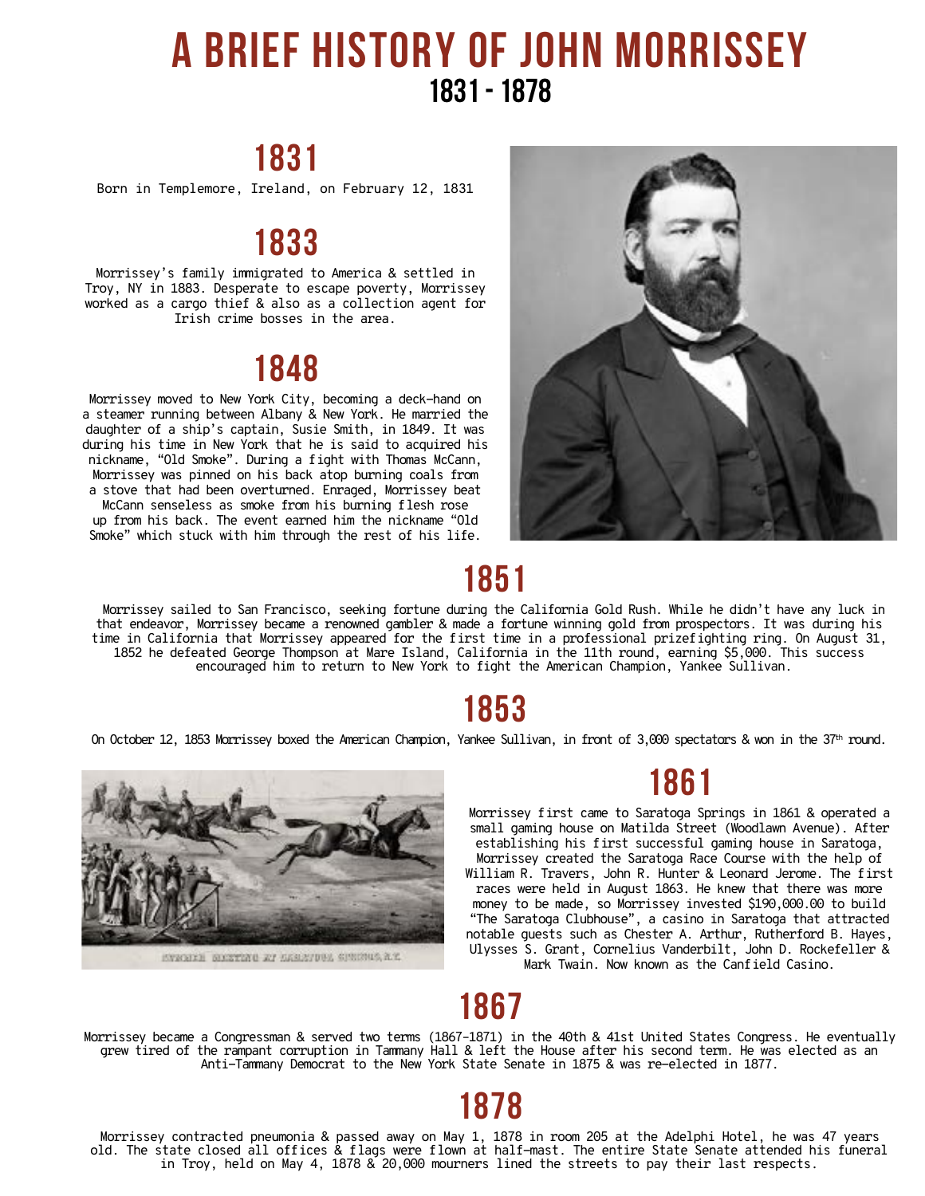# A BRIEF HISTORY OF JOHN MORRISSEY

## 1831 - 1878

## 1831

Born in Templemore, Ireland, on February 12, 1831

## 1833

Morrissey's family immigrated to America & settled in Troy, NY in 1883. Desperate to escape poverty, Morrissey worked as a cargo thief & also as a collection agent for Irish crime bosses in the area.

## 1848

Morrissey moved to New York City, becoming a deck-hand on a steamer running between Albany & New York. He married the daughter of a ship's captain, Susie Smith, in 1849. It was during his time in New York that he is said to acquired his nickname, "Old Smoke". During a fight with Thomas McCann, Morrissey was pinned on his back atop burning coals from a stove that had been overturned. Enraged, Morrissey beat McCann senseless as smoke from his burning flesh rose up from his back. The event earned him the nickname "Old Smoke" which stuck with him through the rest of his life.

## 1851

Morrissey sailed to San Francisco, seeking fortune during the California Gold Rush. While he didn't have any luck in that endeavor, Morrissey became a renowned gambler & made a fortune winning gold from prospectors. It was during his time in California that Morrissey appeared for the first time in a professional prizefighting ring. On August 31, 1852 he defeated George Thompson at Mare Island, California in the 11th round, earning $5,000. This success encouraged him to return to New York to fight the American Champion, Yankee Sullivan.

## 1853

On October 12, 1853 Morrissey boxed the American Champion, Yankee Sullivan, in front of 3,000 spectators & won in the 37th round.

## 1861

Morrissey first came to Saratoga Springs in 1861 & operated a small gaming house on Matilda Street (Woodlawn Avenue). After establishing his first successful gaming house in Saratoga, Morrissey created the Saratoga Race Course with the help of William R. Travers, John R. Hunter & Leonard Jerome. The first races were held in August 1863. He knew that there was more money to be made, so Morrissey invested $190,000.00 to build "The Saratoga Clubhouse", a casino in Saratoga that attracted notable guests such as Chester A. Arthur, Rutherford B. Hayes, Ulysses S. Grant, Cornelius Vanderbilt, John D. Rockefeller & Mark Twain. Now known as the Canfield Casino.

## 1867

Morrissey became a Congressman & served two terms (1867-1871) in the 40th & 41st United States Congress. He eventually grew tired of the rampant corruption in Tammany Hall & left the House after his second term. He was elected as an Anti-Tammany Democrat to the New York State Senate in 1875 & was re-elected in 1877.

## 1878

Morrissey contracted pneumonia & passed away on May 1, 1878 in room 205 at the Adelphi Hotel, he was 47 years old. The state closed all offices & flags were flown at half-mast. The entire State Senate attended his funeral in Troy, held on May 4, 1878 & 20,000 mourners lined the streets to pay their last respects.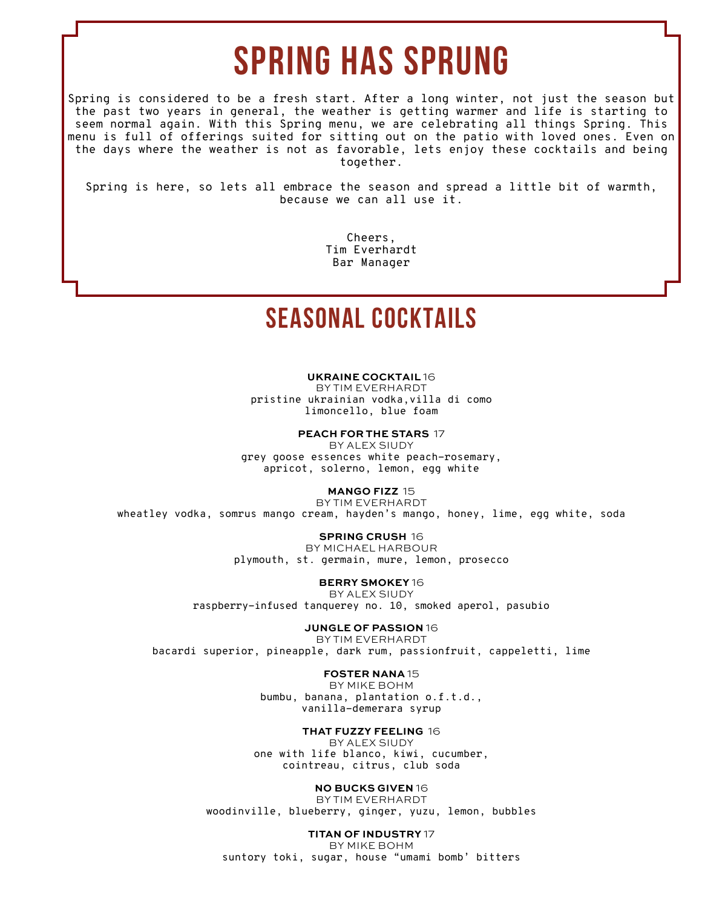# SPRING HAS SPRUNG

Spring is considered to be a fresh start. After a long winter, not just the season but the past two years in general, the weather is getting warmer and life is starting to seem normal again. With this Spring menu, we are celebrating all things Spring. This menu is full of offerings suited for sitting out on the patio with loved ones. Even on the days where the weather is not as favorable, lets enjoy these cocktails and being together.

Spring is here, so lets all embrace the season and spread a little bit of warmth, because we can all use it.

Cheers,
Tim Everhardt
Bar Manager

# SEASONAL COCKTAILS

**UKRAINE COCKTAIL** 16
BY TIM EVERHARDT
pristine ukrainian vodka,villa di como limoncello, blue foam

**PEACH FOR THE STARS** 17
BY ALEX SIUDY
grey goose essences white peach-rosemary, apricot, solerno, lemon, egg white

**MANGO FIZZ** 15
BY TIM EVERHARDT
wheatley vodka, somrus mango cream, hayden's mango, honey, lime, egg white, soda

**SPRING CRUSH** 16
BY MICHAEL HARBOUR
plymouth, st. germain, mure, lemon, prosecco

**BERRY SMOKEY** 16
BY ALEX SIUDY
raspberry-infused tanquerey no. 10, smoked aperol, pasubio

**JUNGLE OF PASSION** 16
BY TIM EVERHARDT
bacardi superior, pineapple, dark rum, passionfruit, cappeletti, lime

**FOSTER NANA** 15
BY MIKE BOHM
bumbu, banana, plantation o.f.t.d., vanilla-demerara syrup

**THAT FUZZY FEELING** 16
BY ALEX SIUDY
one with life blanco, kiwi, cucumber, cointreau, citrus, club soda

**NO BUCKS GIVEN** 16
BY TIM EVERHARDT
woodinville, blueberry, ginger, yuzu, lemon, bubbles

**TITAN OF INDUSTRY** 17
BY MIKE BOHM
suntory toki, sugar, house "umami bomb' bitters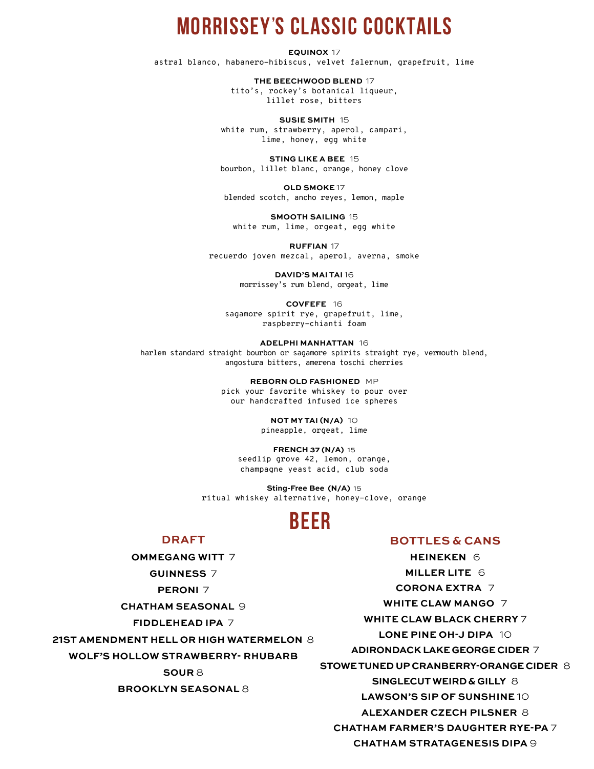# MORRISSEY'S CLASSIC COCKTAILS

**EQUINOX** 17
astral blanco, habanero-hibiscus, velvet falernum, grapefruit, lime

**THE BEECHWOOD BLEND** 17
tito's, rockey's botanical liqueur,
lillet rose, bitters

**SUSIE SMITH** 15
white rum, strawberry, aperol, campari,
lime, honey, egg white

**STING LIKE A BEE** 15
bourbon, lillet blanc, orange, honey clove

**OLD SMOKE** 17
blended scotch, ancho reyes, lemon, maple

**SMOOTH SAILING** 15
white rum, lime, orgeat, egg white

**RUFFIAN** 17
recuerdo joven mezcal, aperol, averna, smoke

**DAVID'S MAI TAI** 16
morrissey's rum blend, orgeat, lime

**COVFEFE** 16
sagamore spirit rye, grapefruit, lime,
raspberry-chianti foam

**ADELPHI MANHATTAN** 16
harlem standard straight bourbon or sagamore spirits straight rye, vermouth blend,
angostura bitters, amerena toschi cherries

**REBORN OLD FASHIONED** MP
pick your favorite whiskey to pour over
our handcrafted infused ice spheres

**NOT MY TAI (N/A)** 10
pineapple, orgeat, lime

**FRENCH 37 (N/A)** 15
seedlip grove 42, lemon, orange,
champagne yeast acid, club soda

**Sting-Free Bee (N/A)** 15
ritual whiskey alternative, honey-clove, orange

# BEER

## DRAFT

**OMMEGANG WITT** 7
**GUINNESS** 7
**PERONI** 7
**CHATHAM SEASONAL** 9
**FIDDLEHEAD IPA** 7
**21ST AMENDMENT HELL OR HIGH WATERMELON** 8
**WOLF'S HOLLOW STRAWBERRY- RHUBARB SOUR** 8
**BROOKLYN SEASONAL** 8

## BOTTLES & CANS

**HEINEKEN** 6
**MILLER LITE** 6
**CORONA EXTRA** 7
**WHITE CLAW MANGO** 7
**WHITE CLAW BLACK CHERRY** 7
**LONE PINE OH-J DIPA** 10
**ADIRONDACK LAKE GEORGE CIDER** 7
**STOWE TUNED UP CRANBERRY-ORANGE CIDER** 8
**SINGLECUT WEIRD & GILLY** 8
**LAWSON'S SIP OF SUNSHINE** 10
**ALEXANDER CZECH PILSNER** 8
**CHATHAM FARMER'S DAUGHTER RYE-PA** 7
**CHATHAM STRATAGENESIS DIPA** 9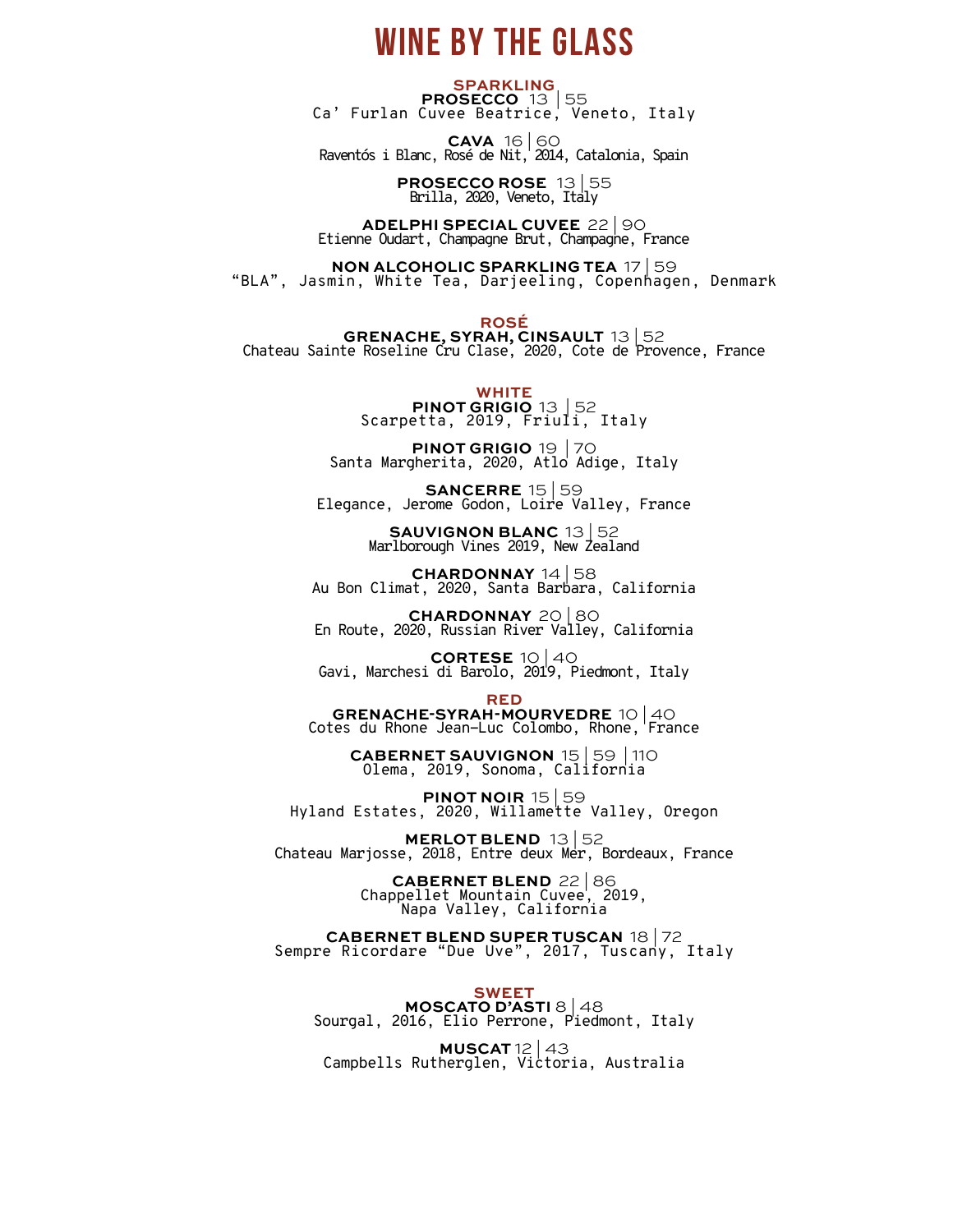# WINE BY THE GLASS

## SPARKLING

**PROSECCO** 13 | 55
Ca' Furlan Cuvee Beatrice, Veneto, Italy

**CAVA** 16 | 60
Raventós i Blanc, Rosé de Nit, 2014, Catalonia, Spain

**PROSECCO ROSE** 13 | 55
Brilla, 2020, Veneto, Italy

**ADELPHI SPECIAL CUVEE** 22 | 90
Etienne Oudart, Champagne Brut, Champagne, France

**NON ALCOHOLIC SPARKLING TEA** 17 | 59
"BLA", Jasmin, White Tea, Darjeeling, Copenhagen, Denmark

## ROSÉ

**GRENACHE, SYRAH, CINSAULT** 13 | 52
Chateau Sainte Roseline Cru Clase, 2020, Cote de Provence, France

## WHITE

**PINOT GRIGIO** 13 | 52
Scarpetta, 2019, Friuli, Italy

**PINOT GRIGIO** 19 | 70
Santa Margherita, 2020, Atlo Adige, Italy

**SANCERRE** 15 | 59
Elegance, Jerome Godon, Loire Valley, France

**SAUVIGNON BLANC** 13 | 52
Marlborough Vines 2019, New Zealand

**CHARDONNAY** 14 | 58
Au Bon Climat, 2020, Santa Barbara, California

**CHARDONNAY** 20 | 80
En Route, 2020, Russian River Valley, California

**CORTESE** 10 | 40
Gavi, Marchesi di Barolo, 2019, Piedmont, Italy

## RED

**GRENACHE-SYRAH-MOURVEDRE** 10 | 40
Cotes du Rhone Jean-Luc Colombo, Rhone, France

**CABERNET SAUVIGNON** 15 | 59 | 110
Olema, 2019, Sonoma, California

**PINOT NOIR** 15 | 59
Hyland Estates, 2020, Willamette Valley, Oregon

**MERLOT BLEND** 13 | 52
Chateau Marjosse, 2018, Entre deux Mer, Bordeaux, France

**CABERNET BLEND** 22 | 86
Chappellet Mountain Cuvee, 2019, Napa Valley, California

**CABERNET BLEND SUPER TUSCAN** 18 | 72
Sempre Ricordare "Due Uve", 2017, Tuscany, Italy

## SWEET

**MOSCATO D'ASTI** 8 | 48
Sourgal, 2016, Elio Perrone, Piedmont, Italy

**MUSCAT** 12 | 43
Campbells Rutherglen, Victoria, Australia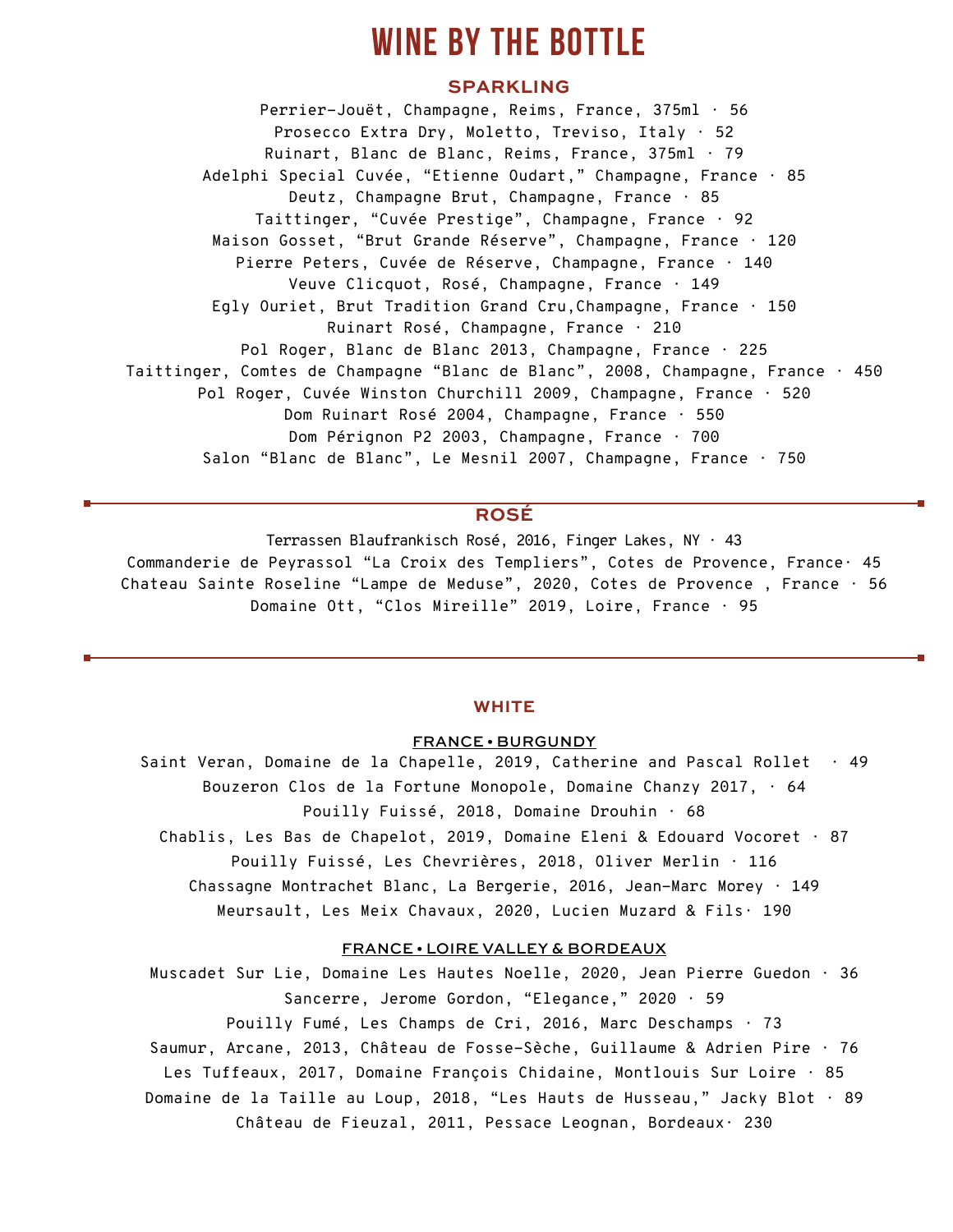# WINE BY THE BOTTLE

## SPARKLING

Perrier-Jouët, Champagne, Reims, France, 375ml · 56

Prosecco Extra Dry, Moletto, Treviso, Italy · 52

Ruinart, Blanc de Blanc, Reims, France, 375ml · 79

Adelphi Special Cuvée, "Etienne Oudart," Champagne, France · 85

Deutz, Champagne Brut, Champagne, France · 85

Taittinger, "Cuvée Prestige", Champagne, France · 92

Maison Gosset, "Brut Grande Réserve", Champagne, France · 120

Pierre Peters, Cuvée de Réserve, Champagne, France · 140

Veuve Clicquot, Rosé, Champagne, France · 149

Egly Ouriet, Brut Tradition Grand Cru,Champagne, France · 150

Ruinart Rosé, Champagne, France · 210

Pol Roger, Blanc de Blanc 2013, Champagne, France · 225

Taittinger, Comtes de Champagne "Blanc de Blanc", 2008, Champagne, France · 450

Pol Roger, Cuvée Winston Churchill 2009, Champagne, France · 520

Dom Ruinart Rosé 2004, Champagne, France · 550

Dom Pérignon P2 2003, Champagne, France · 700

Salon "Blanc de Blanc", Le Mesnil 2007, Champagne, France · 750

---

## ROSÉ

Terrassen Blaufrankisch Rosé, 2016, Finger Lakes, NY · 43

Commanderie de Peyrassol "La Croix des Templiers", Cotes de Provence, France· 45

Chateau Sainte Roseline "Lampe de Meduse", 2020, Cotes de Provence , France · 56

Domaine Ott, "Clos Mireille" 2019, Loire, France · 95

---

## WHITE

### FRANCE • BURGUNDY

Saint Veran, Domaine de la Chapelle, 2019, Catherine and Pascal Rollet · 49

Bouzeron Clos de la Fortune Monopole, Domaine Chanzy 2017, · 64

Pouilly Fuissé, 2018, Domaine Drouhin · 68

Chablis, Les Bas de Chapelot, 2019, Domaine Eleni & Edouard Vocoret · 87

Pouilly Fuissé, Les Chevrières, 2018, Oliver Merlin · 116

Chassagne Montrachet Blanc, La Bergerie, 2016, Jean-Marc Morey · 149

Meursault, Les Meix Chavaux, 2020, Lucien Muzard & Fils· 190

### FRANCE • LOIRE VALLEY & BORDEAUX

Muscadet Sur Lie, Domaine Les Hautes Noelle, 2020, Jean Pierre Guedon · 36

Sancerre, Jerome Gordon, "Elegance," 2020 · 59

Pouilly Fumé, Les Champs de Cri, 2016, Marc Deschamps · 73

Saumur, Arcane, 2013, Château de Fosse-Sèche, Guillaume & Adrien Pire · 76

Les Tuffeaux, 2017, Domaine François Chidaine, Montlouis Sur Loire · 85

Domaine de la Taille au Loup, 2018, "Les Hauts de Husseau," Jacky Blot · 89

Château de Fieuzal, 2011, Pessace Leognan, Bordeaux· 230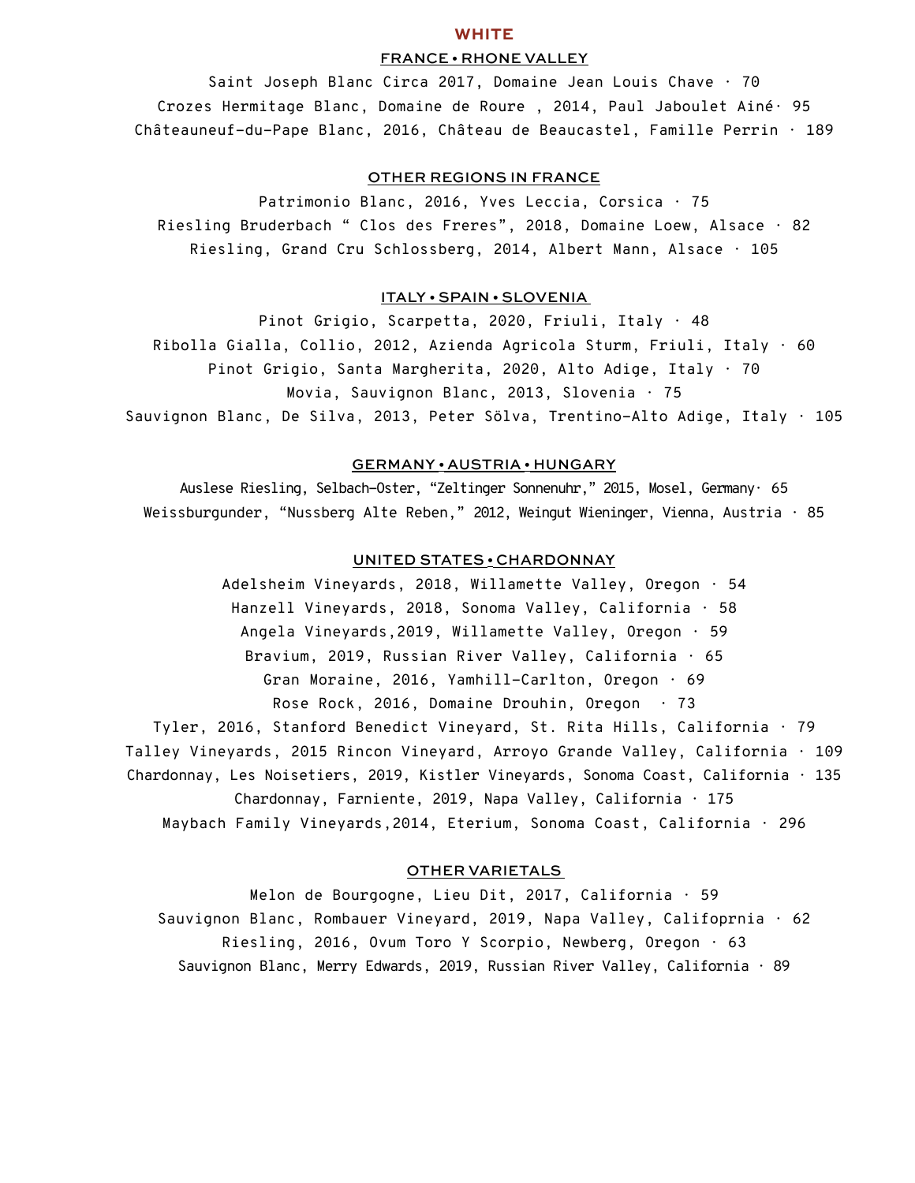# WHITE

## FRANCE • RHONE VALLEY

Saint Joseph Blanc Circa 2017, Domaine Jean Louis Chave · 70

Crozes Hermitage Blanc, Domaine de Roure , 2014, Paul Jaboulet Ainé· 95

Châteauneuf-du-Pape Blanc, 2016, Château de Beaucastel, Famille Perrin · 189

## OTHER REGIONS IN FRANCE

Patrimonio Blanc, 2016, Yves Leccia, Corsica · 75

Riesling Bruderbach " Clos des Freres", 2018, Domaine Loew, Alsace · 82

Riesling, Grand Cru Schlossberg, 2014, Albert Mann, Alsace · 105

## ITALY • SPAIN • SLOVENIA

Pinot Grigio, Scarpetta, 2020, Friuli, Italy · 48

Ribolla Gialla, Collio, 2012, Azienda Agricola Sturm, Friuli, Italy · 60

Pinot Grigio, Santa Margherita, 2020, Alto Adige, Italy · 70

Movia, Sauvignon Blanc, 2013, Slovenia · 75

Sauvignon Blanc, De Silva, 2013, Peter Sölva, Trentino-Alto Adige, Italy · 105

## GERMANY • AUSTRIA • HUNGARY

Auslese Riesling, Selbach-Oster, "Zeltinger Sonnenuhr," 2015, Mosel, Germany· 65

Weissburgunder, "Nussberg Alte Reben," 2012, Weingut Wieninger, Vienna, Austria · 85

## UNITED STATES • CHARDONNAY

Adelsheim Vineyards, 2018, Willamette Valley, Oregon · 54

Hanzell Vineyards, 2018, Sonoma Valley, California · 58

Angela Vineyards,2019, Willamette Valley, Oregon · 59

Bravium, 2019, Russian River Valley, California · 65

Gran Moraine, 2016, Yamhill-Carlton, Oregon · 69

Rose Rock, 2016, Domaine Drouhin, Oregon · 73

Tyler, 2016, Stanford Benedict Vineyard, St. Rita Hills, California · 79

Talley Vineyards, 2015 Rincon Vineyard, Arroyo Grande Valley, California · 109

Chardonnay, Les Noisetiers, 2019, Kistler Vineyards, Sonoma Coast, California · 135

Chardonnay, Farniente, 2019, Napa Valley, California · 175

Maybach Family Vineyards,2014, Eterium, Sonoma Coast, California · 296

## OTHER VARIETALS

Melon de Bourgogne, Lieu Dit, 2017, California · 59

Sauvignon Blanc, Rombauer Vineyard, 2019, Napa Valley, Califoprnia · 62

Riesling, 2016, Ovum Toro Y Scorpio, Newberg, Oregon · 63

Sauvignon Blanc, Merry Edwards, 2019, Russian River Valley, California · 89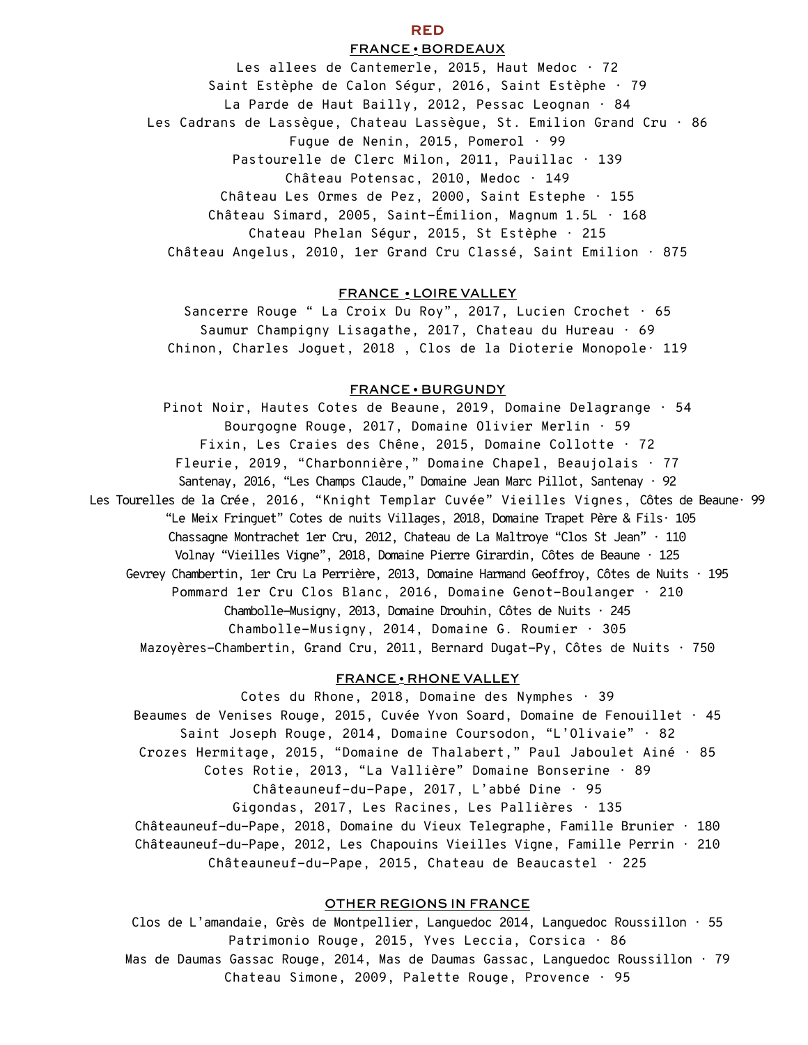# RED

## FRANCE • BORDEAUX

Les allees de Cantemerle, 2015, Haut Medoc · 72

Saint Estèphe de Calon Ségur, 2016, Saint Estèphe · 79

La Parde de Haut Bailly, 2012, Pessac Leognan · 84

Les Cadrans de Lassègue, Chateau Lassègue, St. Emilion Grand Cru · 86

Fugue de Nenin, 2015, Pomerol · 99

Pastourelle de Clerc Milon, 2011, Pauillac · 139

Château Potensac, 2010, Medoc · 149

Château Les Ormes de Pez, 2000, Saint Estephe · 155

Château Simard, 2005, Saint-Émilion, Magnum 1.5L · 168

Chateau Phelan Ségur, 2015, St Estèphe · 215

Château Angelus, 2010, 1er Grand Cru Classé, Saint Emilion · 875

## FRANCE • LOIRE VALLEY

Sancerre Rouge " La Croix Du Roy", 2017, Lucien Crochet · 65

Saumur Champigny Lisagathe, 2017, Chateau du Hureau · 69

Chinon, Charles Joguet, 2018 , Clos de la Dioterie Monopole· 119

## FRANCE • BURGUNDY

Pinot Noir, Hautes Cotes de Beaune, 2019, Domaine Delagrange · 54

Bourgogne Rouge, 2017, Domaine Olivier Merlin · 59

Fixin, Les Craies des Chêne, 2015, Domaine Collotte · 72

Fleurie, 2019, "Charbonnière," Domaine Chapel, Beaujolais · 77

Santenay, 2016, "Les Champs Claude," Domaine Jean Marc Pillot, Santenay · 92

Les Tourelles de la Crée, 2016, "Knight Templar Cuvée" Vieilles Vignes, Côtes de Beaune· 99

"Le Meix Fringuet" Cotes de nuits Villages, 2018, Domaine Trapet Père & Fils· 105

Chassagne Montrachet 1er Cru, 2012, Chateau de La Maltroye "Clos St Jean" · 110

Volnay "Vieilles Vigne", 2018, Domaine Pierre Girardin, Côtes de Beaune · 125

Gevrey Chambertin, 1er Cru La Perrière, 2013, Domaine Harmand Geoffroy, Côtes de Nuits · 195

Pommard 1er Cru Clos Blanc, 2016, Domaine Genot-Boulanger · 210

Chambolle-Musigny, 2013, Domaine Drouhin, Côtes de Nuits · 245

Chambolle-Musigny, 2014, Domaine G. Roumier · 305

Mazoyères-Chambertin, Grand Cru, 2011, Bernard Dugat-Py, Côtes de Nuits · 750

## FRANCE • RHONE VALLEY

Cotes du Rhone, 2018, Domaine des Nymphes · 39

Beaumes de Venises Rouge, 2015, Cuvée Yvon Soard, Domaine de Fenouillet · 45

Saint Joseph Rouge, 2014, Domaine Coursodon, "L'Olivaie" · 82

Crozes Hermitage, 2015, "Domaine de Thalabert," Paul Jaboulet Ainé · 85

Cotes Rotie, 2013, "La Vallière" Domaine Bonserine · 89

Châteauneuf-du-Pape, 2017, L'abbé Dine · 95

Gigondas, 2017, Les Racines, Les Pallières · 135

Châteauneuf-du-Pape, 2018, Domaine du Vieux Telegraphe, Famille Brunier · 180

Châteauneuf-du-Pape, 2012, Les Chapouins Vieilles Vigne, Famille Perrin · 210

Châteauneuf-du-Pape, 2015, Chateau de Beaucastel · 225

## OTHER REGIONS IN FRANCE

Clos de L'amandaie, Grès de Montpellier, Languedoc 2014, Languedoc Roussillon · 55

Patrimonio Rouge, 2015, Yves Leccia, Corsica · 86

Mas de Daumas Gassac Rouge, 2014, Mas de Daumas Gassac, Languedoc Roussillon · 79

Chateau Simone, 2009, Palette Rouge, Provence · 95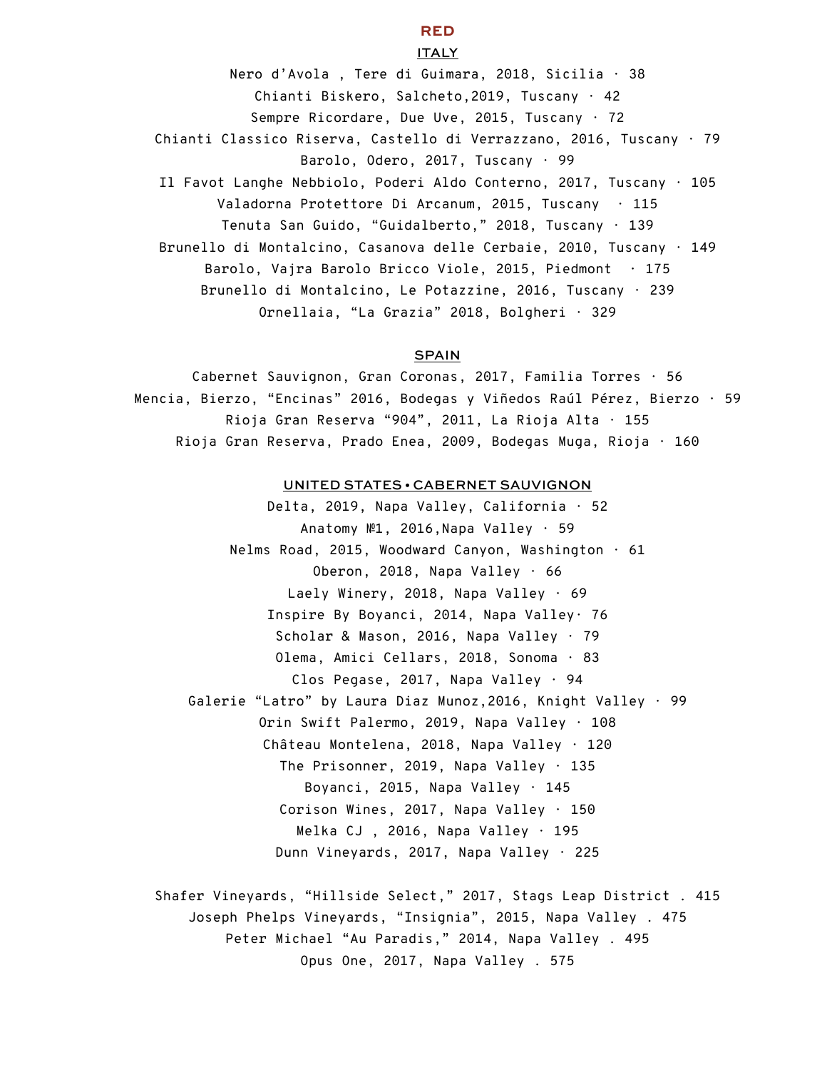# RED

## ITALY

Nero d'Avola , Tere di Guimara, 2018, Sicilia · 38

Chianti Biskero, Salcheto,2019, Tuscany · 42

Sempre Ricordare, Due Uve, 2015, Tuscany · 72

Chianti Classico Riserva, Castello di Verrazzano, 2016, Tuscany · 79

Barolo, Odero, 2017, Tuscany · 99

Il Favot Langhe Nebbiolo, Poderi Aldo Conterno, 2017, Tuscany · 105

Valadorna Protettore Di Arcanum, 2015, Tuscany · 115

Tenuta San Guido, "Guidalberto," 2018, Tuscany · 139

Brunello di Montalcino, Casanova delle Cerbaie, 2010, Tuscany · 149

Barolo, Vajra Barolo Bricco Viole, 2015, Piedmont · 175

Brunello di Montalcino, Le Potazzine, 2016, Tuscany · 239

Ornellaia, "La Grazia" 2018, Bolgheri · 329

## SPAIN

Cabernet Sauvignon, Gran Coronas, 2017, Familia Torres · 56

Mencia, Bierzo, "Encinas" 2016, Bodegas y Viñedos Raúl Pérez, Bierzo · 59

Rioja Gran Reserva "904", 2011, La Rioja Alta · 155

Rioja Gran Reserva, Prado Enea, 2009, Bodegas Muga, Rioja · 160

## UNITED STATES • CABERNET SAUVIGNON

Delta, 2019, Napa Valley, California · 52

Anatomy №1, 2016,Napa Valley · 59

Nelms Road, 2015, Woodward Canyon, Washington · 61

Oberon, 2018, Napa Valley · 66

Laely Winery, 2018, Napa Valley · 69

Inspire By Boyanci, 2014, Napa Valley· 76

Scholar & Mason, 2016, Napa Valley · 79

Olema, Amici Cellars, 2018, Sonoma · 83

Clos Pegase, 2017, Napa Valley · 94

Galerie "Latro" by Laura Diaz Munoz,2016, Knight Valley · 99

Orin Swift Palermo, 2019, Napa Valley · 108

Château Montelena, 2018, Napa Valley · 120

The Prisonner, 2019, Napa Valley · 135

Boyanci, 2015, Napa Valley · 145

Corison Wines, 2017, Napa Valley · 150

Melka CJ , 2016, Napa Valley · 195

Dunn Vineyards, 2017, Napa Valley · 225

Shafer Vineyards, "Hillside Select," 2017, Stags Leap District . 415

Joseph Phelps Vineyards, "Insignia", 2015, Napa Valley . 475

Peter Michael "Au Paradis," 2014, Napa Valley . 495

Opus One, 2017, Napa Valley . 575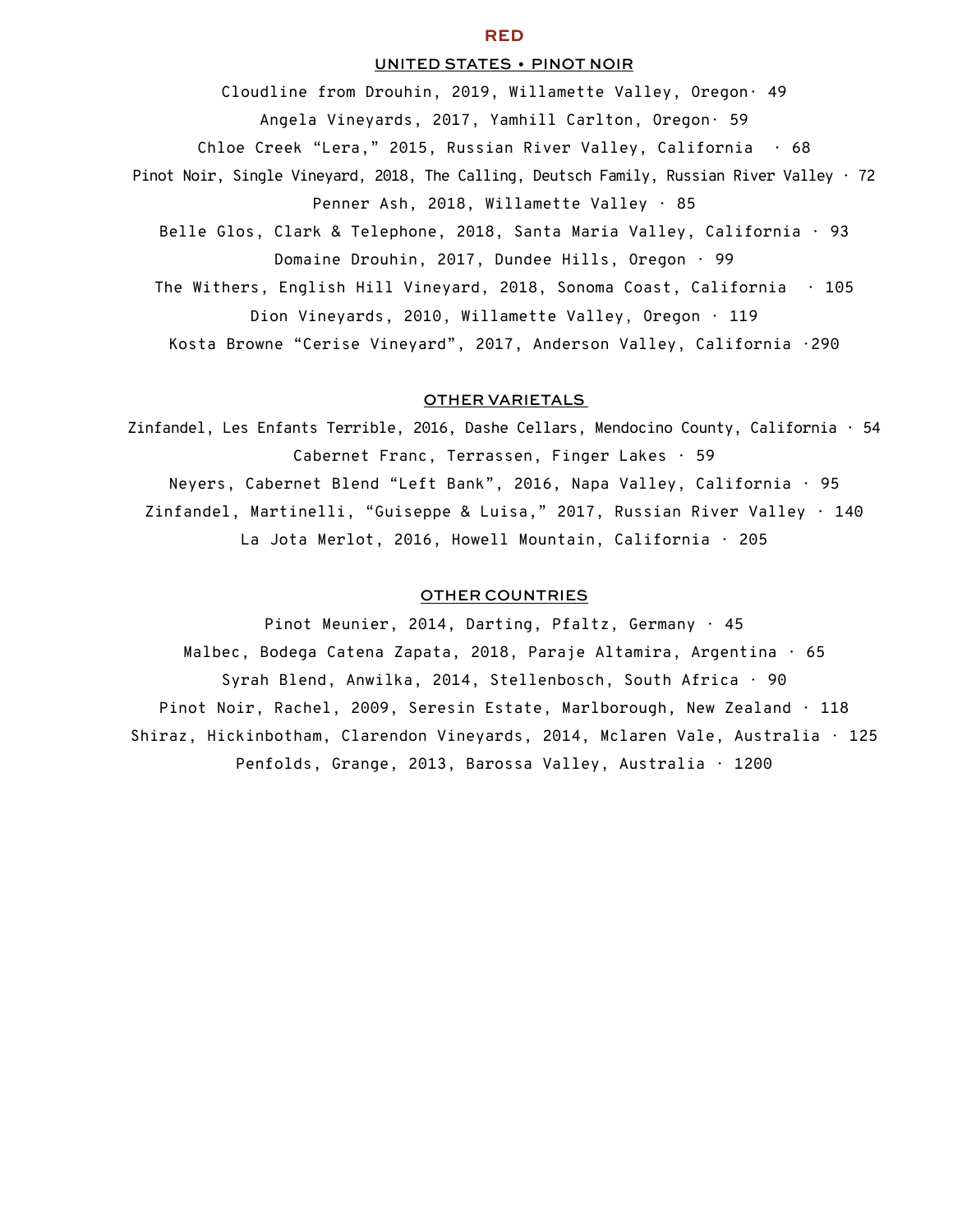# RED

## UNITED STATES • PINOT NOIR

Cloudline from Drouhin, 2019, Willamette Valley, Oregon· 49

Angela Vineyards, 2017, Yamhill Carlton, Oregon· 59

Chloe Creek “Lera,” 2015, Russian River Valley, California · 68

Pinot Noir, Single Vineyard, 2018, The Calling, Deutsch Family, Russian River Valley · 72

Penner Ash, 2018, Willamette Valley · 85

Belle Glos, Clark & Telephone, 2018, Santa Maria Valley, California · 93

Domaine Drouhin, 2017, Dundee Hills, Oregon · 99

The Withers, English Hill Vineyard, 2018, Sonoma Coast, California · 105

Dion Vineyards, 2010, Willamette Valley, Oregon · 119

Kosta Browne “Cerise Vineyard”, 2017, Anderson Valley, California ·290

## OTHER VARIETALS

Zinfandel, Les Enfants Terrible, 2016, Dashe Cellars, Mendocino County, California · 54

Cabernet Franc, Terrassen, Finger Lakes · 59

Neyers, Cabernet Blend “Left Bank”, 2016, Napa Valley, California · 95

Zinfandel, Martinelli, “Guiseppe & Luisa,” 2017, Russian River Valley · 140

La Jota Merlot, 2016, Howell Mountain, California · 205

## OTHER COUNTRIES

Pinot Meunier, 2014, Darting, Pfaltz, Germany · 45

Malbec, Bodega Catena Zapata, 2018, Paraje Altamira, Argentina · 65

Syrah Blend, Anwilka, 2014, Stellenbosch, South Africa · 90

Pinot Noir, Rachel, 2009, Seresin Estate, Marlborough, New Zealand · 118

Shiraz, Hickinbotham, Clarendon Vineyards, 2014, Mclaren Vale, Australia · 125

Penfolds, Grange, 2013, Barossa Valley, Australia · 1200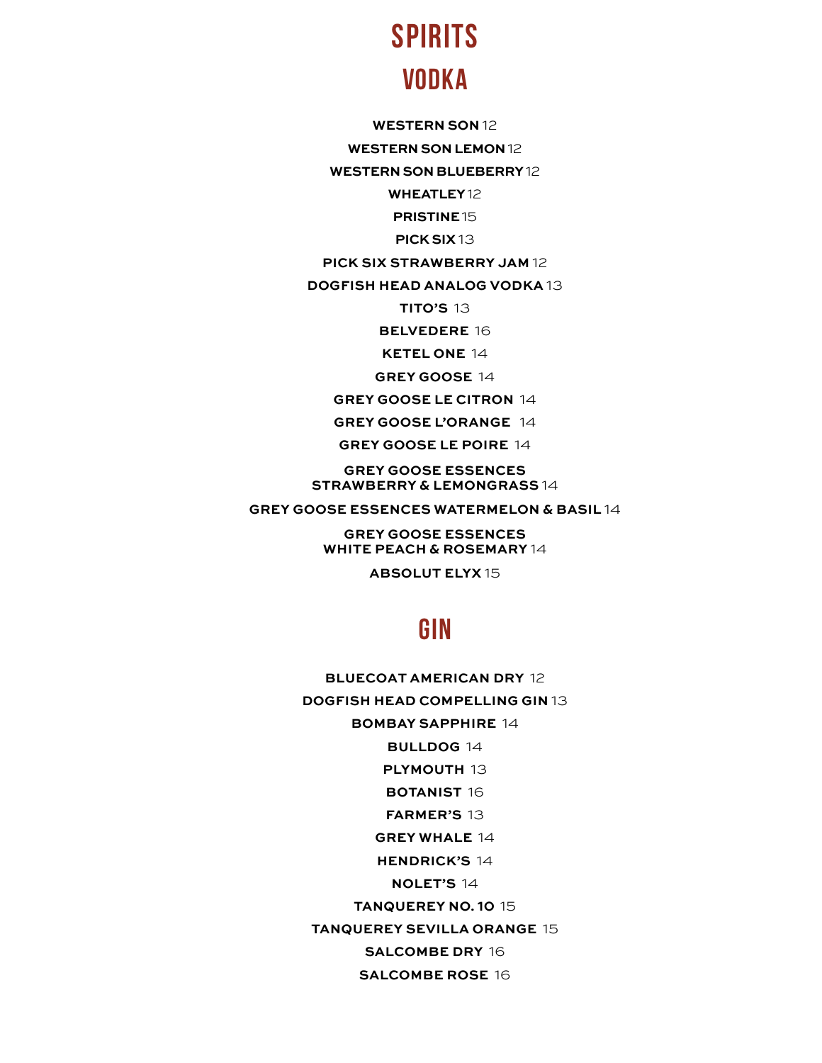# SPIRITS

## VODKA

**WESTERN SON** 12

**WESTERN SON LEMON** 12

**WESTERN SON BLUEBERRY** 12

**WHEATLEY** 12

**PRISTINE** 15

**PICK SIX** 13

**PICK SIX STRAWBERRY JAM** 12

**DOGFISH HEAD ANALOG VODKA** 13

**TITO'S** 13

**BELVEDERE** 16

**KETEL ONE** 14

**GREY GOOSE** 14

**GREY GOOSE LE CITRON** 14

**GREY GOOSE L'ORANGE** 14

**GREY GOOSE LE POIRE** 14

**GREY GOOSE ESSENCES STRAWBERRY & LEMONGRASS** 14

**GREY GOOSE ESSENCES WATERMELON & BASIL** 14

**GREY GOOSE ESSENCES WHITE PEACH & ROSEMARY** 14

**ABSOLUT ELYX** 15

## GIN

**BLUECOAT AMERICAN DRY** 12

**DOGFISH HEAD COMPELLING GIN** 13

**BOMBAY SAPPHIRE** 14

**BULLDOG** 14

**PLYMOUTH** 13

**BOTANIST** 16

**FARMER'S** 13

**GREY WHALE** 14

**HENDRICK'S** 14

**NOLET'S** 14

**TANQUEREY NO. 10** 15

**TANQUEREY SEVILLA ORANGE** 15

**SALCOMBE DRY** 16

**SALCOMBE ROSE** 16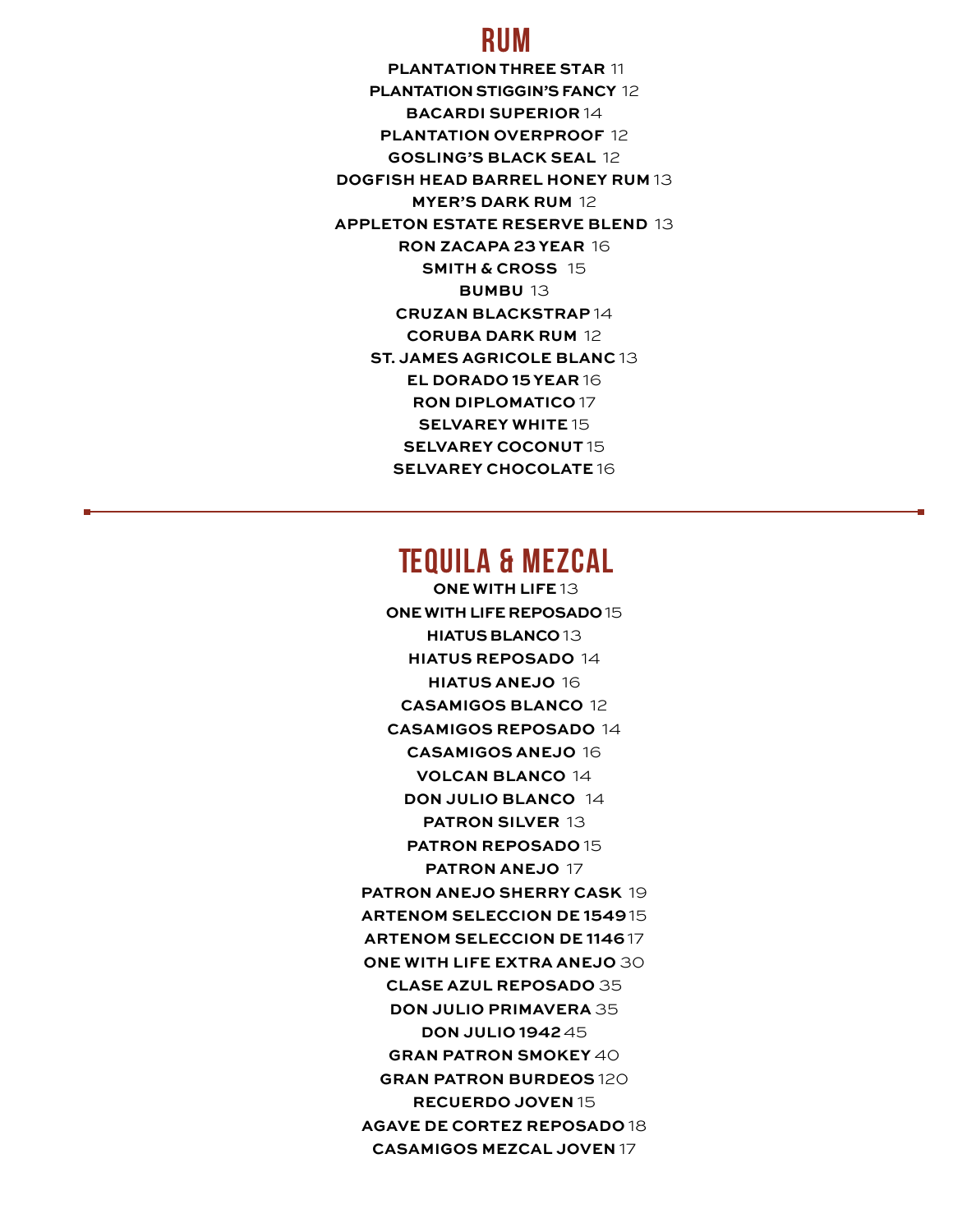# RUM

**PLANTATION THREE STAR** 11

**PLANTATION STIGGIN'S FANCY** 12

**BACARDI SUPERIOR** 14

**PLANTATION OVERPROOF** 12

**GOSLING'S BLACK SEAL** 12

**DOGFISH HEAD BARREL HONEY RUM** 13

**MYER'S DARK RUM** 12

**APPLETON ESTATE RESERVE BLEND** 13

**RON ZACAPA 23 YEAR** 16

**SMITH & CROSS** 15

**BUMBU** 13

**CRUZAN BLACKSTRAP** 14

**CORUBA DARK RUM** 12

**ST. JAMES AGRICOLE BLANC** 13

**EL DORADO 15 YEAR** 16

**RON DIPLOMATICO** 17

**SELVAREY WHITE** 15

**SELVAREY COCONUT** 15

**SELVAREY CHOCOLATE** 16

---

# TEQUILA & MEZCAL

**ONE WITH LIFE** 13

**ONE WITH LIFE REPOSADO** 15

**HIATUS BLANCO** 13

**HIATUS REPOSADO** 14

**HIATUS ANEJO** 16

**CASAMIGOS BLANCO** 12

**CASAMIGOS REPOSADO** 14

**CASAMIGOS ANEJO** 16

**VOLCAN BLANCO** 14

**DON JULIO BLANCO** 14

**PATRON SILVER** 13

**PATRON REPOSADO** 15

**PATRON ANEJO** 17

**PATRON ANEJO SHERRY CASK** 19

**ARTENOM SELECCION DE 1549** 15

**ARTENOM SELECCION DE 1146** 17

**ONE WITH LIFE EXTRA ANEJO** 30

**CLASE AZUL REPOSADO** 35

**DON JULIO PRIMAVERA** 35

**DON JULIO 1942** 45

**GRAN PATRON SMOKEY** 40

**GRAN PATRON BURDEOS** 120

**RECUERDO JOVEN** 15

**AGAVE DE CORTEZ REPOSADO** 18

**CASAMIGOS MEZCAL JOVEN** 17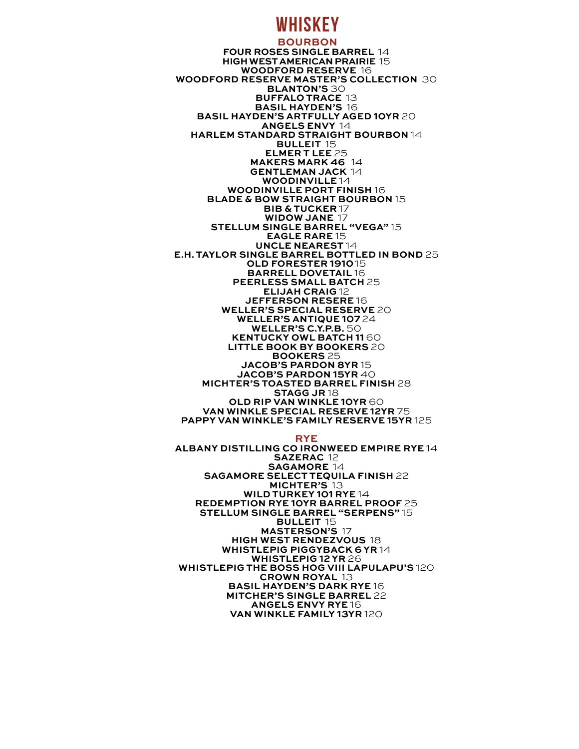# WHISKEY

## BOURBON

**FOUR ROSES SINGLE BARREL** 14
**HIGH WEST AMERICAN PRAIRIE** 15
**WOODFORD RESERVE** 16
**WOODFORD RESERVE MASTER'S COLLECTION** 30
**BLANTON'S** 30
**BUFFALO TRACE** 13
**BASIL HAYDEN'S** 16
**BASIL HAYDEN'S ARTFULLY AGED 10YR** 20
**ANGELS ENVY** 14
**HARLEM STANDARD STRAIGHT BOURBON** 14
**BULLEIT** 15
**ELMER T LEE** 25
**MAKERS MARK 46** 14
**GENTLEMAN JACK** 14
**WOODINVILLE** 14
**WOODINVILLE PORT FINISH** 16
**BLADE & BOW STRAIGHT BOURBON** 15
**BIB & TUCKER** 17
**WIDOW JANE** 17
**STELLUM SINGLE BARREL "VEGA"** 15
**EAGLE RARE** 15
**UNCLE NEAREST** 14
**E.H. TAYLOR SINGLE BARREL BOTTLED IN BOND** 25
**OLD FORESTER 1910** 15
**BARRELL DOVETAIL** 16
**PEERLESS SMALL BATCH** 25
**ELIJAH CRAIG** 12
**JEFFERSON RESERE** 16
**WELLER'S SPECIAL RESERVE** 20
**WELLER'S ANTIQUE 107** 24
**WELLER'S C.Y.P.B.** 50
**KENTUCKY OWL BATCH 11** 60
**LITTLE BOOK BY BOOKERS** 20
**BOOKERS** 25
**JACOB'S PARDON 8YR** 15
**JACOB'S PARDON 15YR** 40
**MICHTER'S TOASTED BARREL FINISH** 28
**STAGG JR** 18
**OLD RIP VAN WINKLE 10YR** 60
**VAN WINKLE SPECIAL RESERVE 12YR** 75
**PAPPY VAN WINKLE'S FAMILY RESERVE 15YR** 125

## RYE

**ALBANY DISTILLING CO IRONWEED EMPIRE RYE** 14
**SAZERAC** 12
**SAGAMORE** 14
**SAGAMORE SELECT TEQUILA FINISH** 22
**MICHTER'S** 13
**WILD TURKEY 101 RYE** 14
**REDEMPTION RYE 10YR BARREL PROOF** 25
**STELLUM SINGLE BARREL "SERPENS"** 15
**BULLEIT** 15
**MASTERSON'S** 17
**HIGH WEST RENDEZVOUS** 18
**WHISTLEPIG PIGGYBACK 6 YR** 14
**WHISTLEPIG 12 YR** 26
**WHISTLEPIG THE BOSS HOG VIII LAPULAPU'S** 120
**CROWN ROYAL** 13
**BASIL HAYDEN'S DARK RYE** 16
**MITCHER'S SINGLE BARREL** 22
**ANGELS ENVY RYE** 16
**VAN WINKLE FAMILY 13YR** 120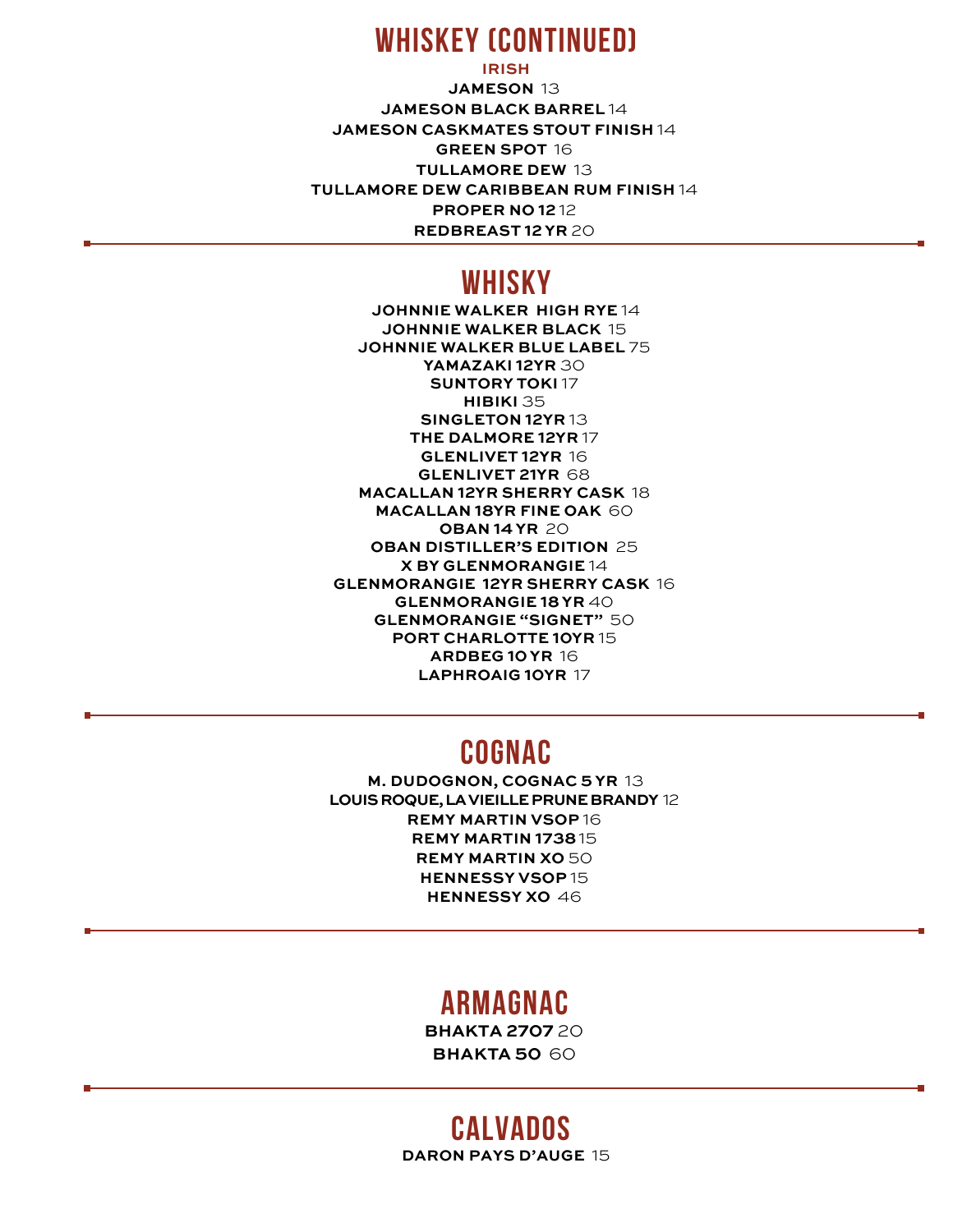# WHISKEY (CONTINUED)

### IRISH

**JAMESON** 13
**JAMESON BLACK BARREL** 14
**JAMESON CASKMATES STOUT FINISH** 14
**GREEN SPOT** 16
**TULLAMORE DEW** 13
**TULLAMORE DEW CARIBBEAN RUM FINISH** 14
**PROPER NO 12** 12
**REDBREAST 12 YR** 20

---

# WHISKY

**JOHNNIE WALKER HIGH RYE** 14
**JOHNNIE WALKER BLACK** 15
**JOHNNIE WALKER BLUE LABEL** 75
**YAMAZAKI 12YR** 30
**SUNTORY TOKI** 17
**HIBIKI** 35
**SINGLETON 12YR** 13
**THE DALMORE 12YR** 17
**GLENLIVET 12YR** 16
**GLENLIVET 21YR** 68
**MACALLAN 12YR SHERRY CASK** 18
**MACALLAN 18YR FINE OAK** 60
**OBAN 14 YR** 20
**OBAN DISTILLER'S EDITION** 25
**X BY GLENMORANGIE** 14
**GLENMORANGIE 12YR SHERRY CASK** 16
**GLENMORANGIE 18 YR** 40
**GLENMORANGIE "SIGNET"** 50
**PORT CHARLOTTE 10YR** 15
**ARDBEG 10 YR** 16
**LAPHROAIG 10YR** 17

---

# COGNAC

**M. DUDOGNON, COGNAC 5 YR** 13
**LOUIS ROQUE, LA VIEILLE PRUNE BRANDY** 12
**REMY MARTIN VSOP** 16
**REMY MARTIN 1738** 15
**REMY MARTIN XO** 50
**HENNESSY VSOP** 15
**HENNESSY XO** 46

---

# ARMAGNAC

**BHAKTA 2707** 20
**BHAKTA 50** 60

---

# CALVADOS

**DARON PAYS D'AUGE** 15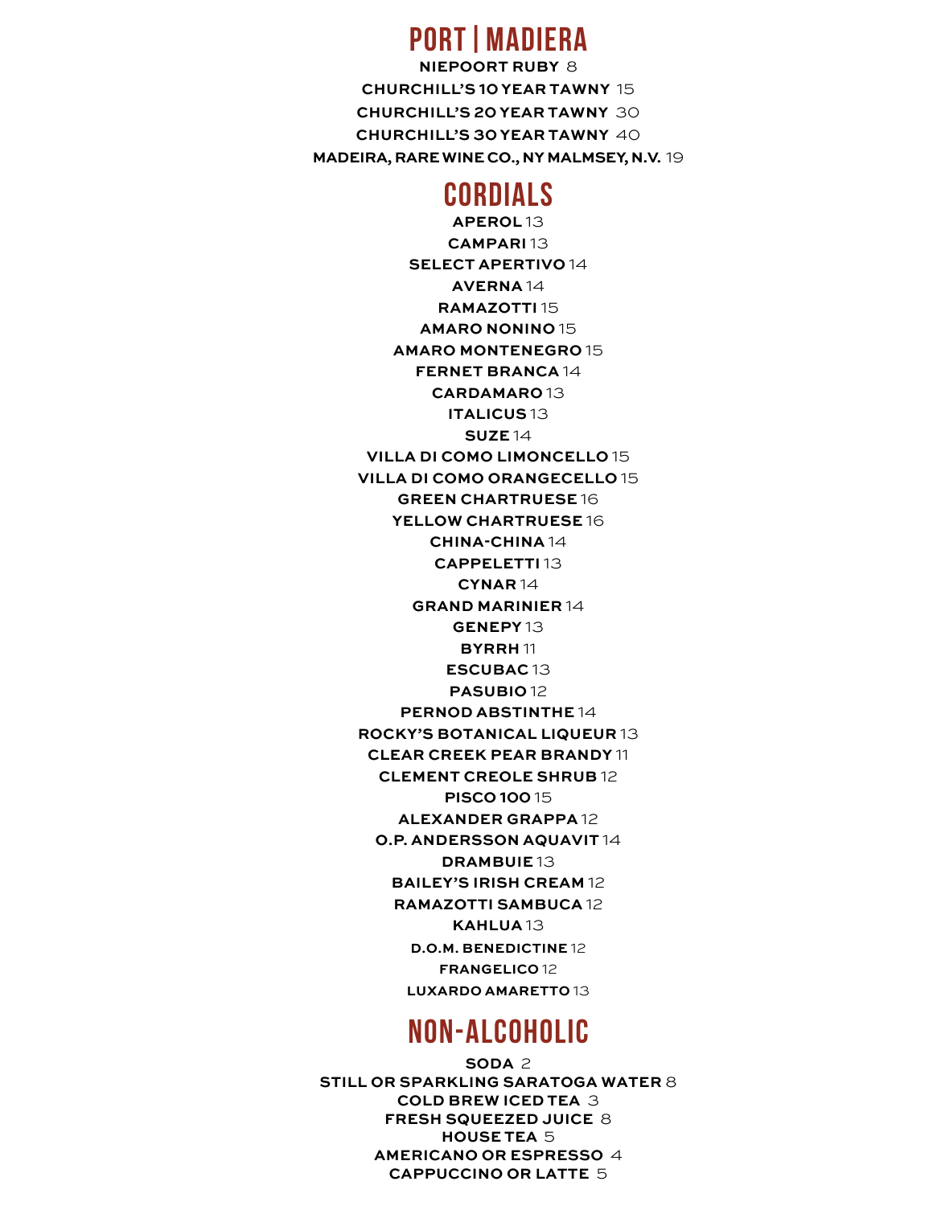## PORT | MADIERA

**NIEPOORT RUBY** 8

**CHURCHILL'S 10 YEAR TAWNY** 15

**CHURCHILL'S 20 YEAR TAWNY** 30

**CHURCHILL'S 30 YEAR TAWNY** 40

**MADEIRA, RARE WINE CO., NY MALMSEY, N.V.** 19

## CORDIALS

**APEROL** 13

**CAMPARI** 13

**SELECT APERTIVO** 14

**AVERNA** 14

**RAMAZOTTI** 15

**AMARO NONINO** 15

**AMARO MONTENEGRO** 15

**FERNET BRANCA** 14

**CARDAMARO** 13

**ITALICUS** 13

**SUZE** 14

**VILLA DI COMO LIMONCELLO** 15

**VILLA DI COMO ORANGECELLO** 15

**GREEN CHARTRUESE** 16

**YELLOW CHARTRUESE** 16

**CHINA-CHINA** 14

**CAPPELETTI** 13

**CYNAR** 14

**GRAND MARINIER** 14

**GENEPY** 13

**BYRRH** 11

**ESCUBAC** 13

**PASUBIO** 12

**PERNOD ABSTINTHE** 14

**ROCKY'S BOTANICAL LIQUEUR** 13

**CLEAR CREEK PEAR BRANDY** 11

**CLEMENT CREOLE SHRUB** 12

**PISCO 100** 15

**ALEXANDER GRAPPA** 12

**O.P. ANDERSSON AQUAVIT** 14

**DRAMBUIE** 13

**BAILEY'S IRISH CREAM** 12

**RAMAZOTTI SAMBUCA** 12

**KAHLUA** 13

**D.O.M. BENEDICTINE** 12

**FRANGELICO** 12

**LUXARDO AMARETTO** 13

## NON-ALCOHOLIC

**SODA** 2

**STILL OR SPARKLING SARATOGA WATER** 8

**COLD BREW ICED TEA** 3

**FRESH SQUEEZED JUICE** 8

**HOUSE TEA** 5

**AMERICANO OR ESPRESSO** 4

**CAPPUCCINO OR LATTE** 5